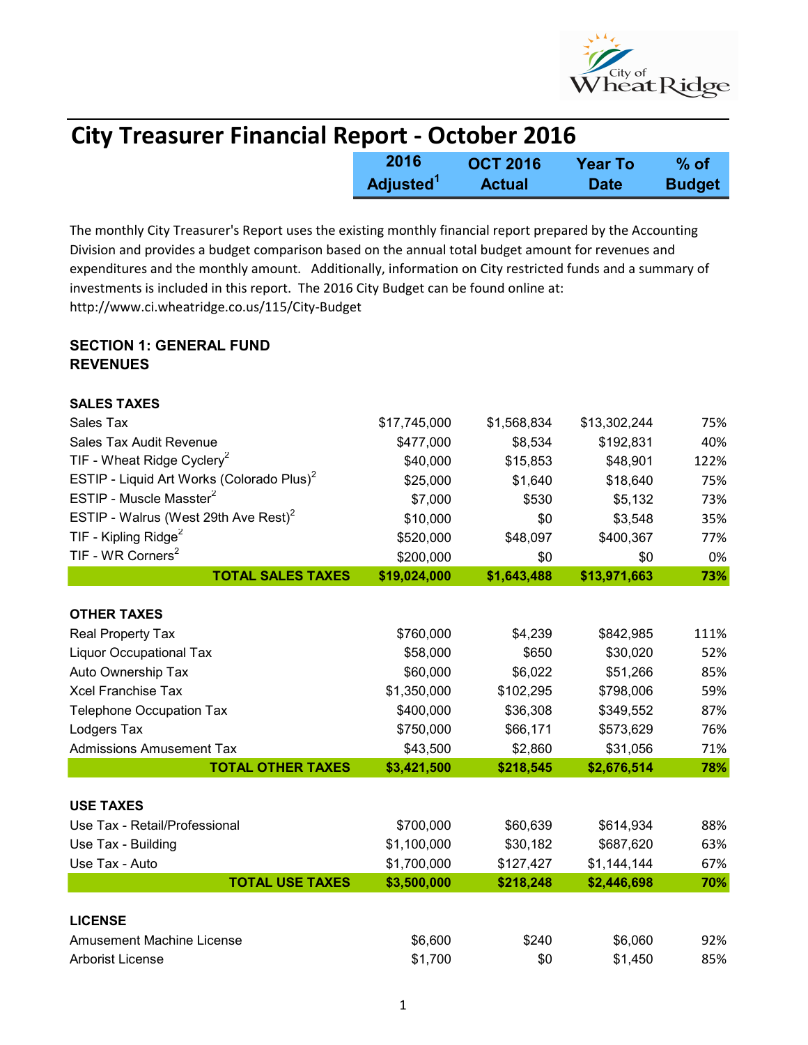# City Treasurer Financial Report - October 2016

The monthly City Treasurer's Report uses the existing monthly financial report prepared by the Accounting Division and provides a budget comparison based on the annual total budget amount for revenues and expenditures and the monthly amount. Additionally, information on City restricted funds and a summary of investments is included in this report. The 2016 City Budget can be found online at: http://www.ci.wheatridge.co.us/115/City-Budget

## SECTION 1: GENERAL FUND REVENUES

| | 2016 Adjusted[1] | OCT 2016 Actual | Year To Date | % of Budget |
|---|---|---|---|---|
| **SALES TAXES** | | | | |
| Sales Tax | $17,745,000 | $1,568,834 | $13,302,244 | 75% |
| Sales Tax Audit Revenue | $477,000 | $8,534 | $192,831 | 40% |
| TIF - Wheat Ridge Cyclery[2] | $40,000 | $15,853 | $48,901 | 122% |
| ESTIP - Liquid Art Works (Colorado Plus)[2] | $25,000 | $1,640 | $18,640 | 75% |
| ESTIP - Muscle Masster[2] | $7,000 | $530 | $5,132 | 73% |
| ESTIP - Walrus (West 29th Ave Rest)[2] | $10,000 | $0 | $3,548 | 35% |
| TIF - Kipling Ridge[2] | $520,000 | $48,097 | $400,367 | 77% |
| TIF - WR Corners[2] | $200,000 | $0 | $0 | 0% |
| **TOTAL SALES TAXES** | **$19,024,000** | **$1,643,488** | **$13,971,663** | **73%** |
| **OTHER TAXES** | | | | |
| Real Property Tax | $760,000 | $4,239 | $842,985 | 111% |
| Liquor Occupational Tax | $58,000 | $650 | $30,020 | 52% |
| Auto Ownership Tax | $60,000 | $6,022 | $51,266 | 85% |
| Xcel Franchise Tax | $1,350,000 | $102,295 | $798,006 | 59% |
| Telephone Occupation Tax | $400,000 | $36,308 | $349,552 | 87% |
| Lodgers Tax | $750,000 | $66,171 | $573,629 | 76% |
| Admissions Amusement Tax | $43,500 | $2,860 | $31,056 | 71% |
| **TOTAL OTHER TAXES** | **$3,421,500** | **$218,545** | **$2,676,514** | **78%** |
| **USE TAXES** | | | | |
| Use Tax - Retail/Professional | $700,000 | $60,639 | $614,934 | 88% |
| Use Tax - Building | $1,100,000 | $30,182 | $687,620 | 63% |
| Use Tax - Auto | $1,700,000 | $127,427 | $1,144,144 | 67% |
| **TOTAL USE TAXES** | **$3,500,000** | **$218,248** | **$2,446,698** | **70%** |
| **LICENSE** | | | | |
| Amusement Machine License | $6,600 | $240 | $6,060 | 92% |
| Arborist License | $1,700 | $0 | $1,450 | 85% |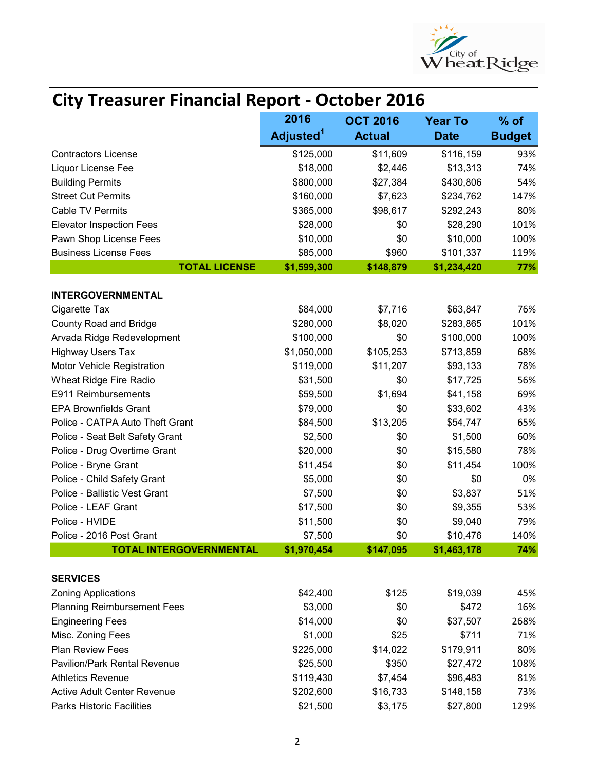# City Treasurer Financial Report - October 2016

| | 2016 Adjusted[1] | OCT 2016 Actual | Year To Date | % of Budget |
|---|---|---|---|---|
| Contractors License | $125,000 | $11,609 | $116,159 | 93% |
| Liquor License Fee | $18,000 | $2,446 | $13,313 | 74% |
| Building Permits | $800,000 | $27,384 | $430,806 | 54% |
| Street Cut Permits | $160,000 | $7,623 | $234,762 | 147% |
| Cable TV Permits | $365,000 | $98,617 | $292,243 | 80% |
| Elevator Inspection Fees | $28,000 | $0 | $28,290 | 101% |
| Pawn Shop License Fees | $10,000 | $0 | $10,000 | 100% |
| Business License Fees | $85,000 | $960 | $101,337 | 119% |
| **TOTAL LICENSE** | **$1,599,300** | **$148,879** | **$1,234,420** | **77%** |
| | | | | |
| **INTERGOVERNMENTAL** | | | | |
| Cigarette Tax | $84,000 | $7,716 | $63,847 | 76% |
| County Road and Bridge | $280,000 | $8,020 | $283,865 | 101% |
| Arvada Ridge Redevelopment | $100,000 | $0 | $100,000 | 100% |
| Highway Users Tax | $1,050,000 | $105,253 | $713,859 | 68% |
| Motor Vehicle Registration | $119,000 | $11,207 | $93,133 | 78% |
| Wheat Ridge Fire Radio | $31,500 | $0 | $17,725 | 56% |
| E911 Reimbursements | $59,500 | $1,694 | $41,158 | 69% |
| EPA Brownfields Grant | $79,000 | $0 | $33,602 | 43% |
| Police - CATPA Auto Theft Grant | $84,500 | $13,205 | $54,747 | 65% |
| Police - Seat Belt Safety Grant | $2,500 | $0 | $1,500 | 60% |
| Police - Drug Overtime Grant | $20,000 | $0 | $15,580 | 78% |
| Police - Bryne Grant | $11,454 | $0 | $11,454 | 100% |
| Police - Child Safety Grant | $5,000 | $0 | $0 | 0% |
| Police - Ballistic Vest Grant | $7,500 | $0 | $3,837 | 51% |
| Police - LEAF Grant | $17,500 | $0 | $9,355 | 53% |
| Police - HVIDE | $11,500 | $0 | $9,040 | 79% |
| Police - 2016 Post Grant | $7,500 | $0 | $10,476 | 140% |
| **TOTAL INTERGOVERNMENTAL** | **$1,970,454** | **$147,095** | **$1,463,178** | **74%** |
| | | | | |
| **SERVICES** | | | | |
| Zoning Applications | $42,400 | $125 | $19,039 | 45% |
| Planning Reimbursement Fees | $3,000 | $0 | $472 | 16% |
| Engineering Fees | $14,000 | $0 | $37,507 | 268% |
| Misc. Zoning Fees | $1,000 | $25 | $711 | 71% |
| Plan Review Fees | $225,000 | $14,022 | $179,911 | 80% |
| Pavilion/Park Rental Revenue | $25,500 | $350 | $27,472 | 108% |
| Athletics Revenue | $119,430 | $7,454 | $96,483 | 81% |
| Active Adult Center Revenue | $202,600 | $16,733 | $148,158 | 73% |
| Parks Historic Facilities | $21,500 | $3,175 | $27,800 | 129% |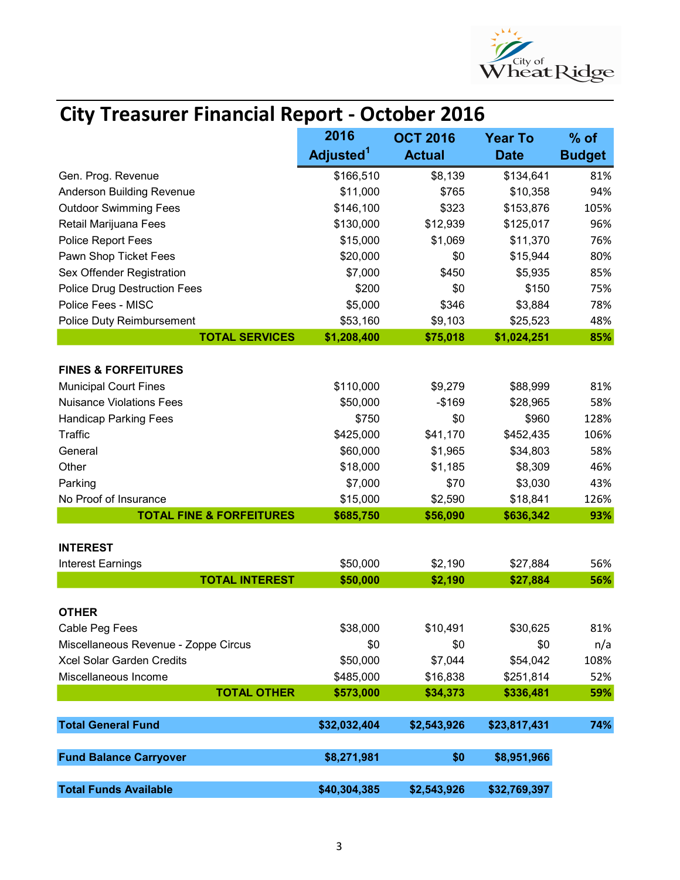# City Treasurer Financial Report - October 2016

| | 2016 Adjusted[1] | OCT 2016 Actual | Year To Date | % of Budget |
|---|---|---|---|---|
| Gen. Prog. Revenue | $166,510 | $8,139 | $134,641 | 81% |
| Anderson Building Revenue | $11,000 | $765 | $10,358 | 94% |
| Outdoor Swimming Fees | $146,100 | $323 | $153,876 | 105% |
| Retail Marijuana Fees | $130,000 | $12,939 | $125,017 | 96% |
| Police Report Fees | $15,000 | $1,069 | $11,370 | 76% |
| Pawn Shop Ticket Fees | $20,000 | $0 | $15,944 | 80% |
| Sex Offender Registration | $7,000 | $450 | $5,935 | 85% |
| Police Drug Destruction Fees | $200 | $0 | $150 | 75% |
| Police Fees - MISC | $5,000 | $346 | $3,884 | 78% |
| Police Duty Reimbursement | $53,160 | $9,103 | $25,523 | 48% |
| **TOTAL SERVICES** | **$1,208,400** | **$75,018** | **$1,024,251** | **85%** |
| | | | | |
| **FINES & FORFEITURES** | | | | |
| Municipal Court Fines | $110,000 | $9,279 | $88,999 | 81% |
| Nuisance Violations Fees | $50,000 | -$169 | $28,965 | 58% |
| Handicap Parking Fees | $750 | $0 | $960 | 128% |
| Traffic | $425,000 | $41,170 | $452,435 | 106% |
| General | $60,000 | $1,965 | $34,803 | 58% |
| Other | $18,000 | $1,185 | $8,309 | 46% |
| Parking | $7,000 | $70 | $3,030 | 43% |
| No Proof of Insurance | $15,000 | $2,590 | $18,841 | 126% |
| **TOTAL FINE & FORFEITURES** | **$685,750** | **$56,090** | **$636,342** | **93%** |
| | | | | |
| **INTEREST** | | | | |
| Interest Earnings | $50,000 | $2,190 | $27,884 | 56% |
| **TOTAL INTEREST** | **$50,000** | **$2,190** | **$27,884** | **56%** |
| | | | | |
| **OTHER** | | | | |
| Cable Peg Fees | $38,000 | $10,491 | $30,625 | 81% |
| Miscellaneous Revenue - Zoppe Circus | $0 | $0 | $0 | n/a |
| Xcel Solar Garden Credits | $50,000 | $7,044 | $54,042 | 108% |
| Miscellaneous Income | $485,000 | $16,838 | $251,814 | 52% |
| **TOTAL OTHER** | **$573,000** | **$34,373** | **$336,481** | **59%** |
| | | | | |
| **Total General Fund** | **$32,032,404** | **$2,543,926** | **$23,817,431** | **74%** |
| | | | | |
| **Fund Balance Carryover** | **$8,271,981** | **$0** | **$8,951,966** | |
| | | | | |
| **Total Funds Available** | **$40,304,385** | **$2,543,926** | **$32,769,397** | |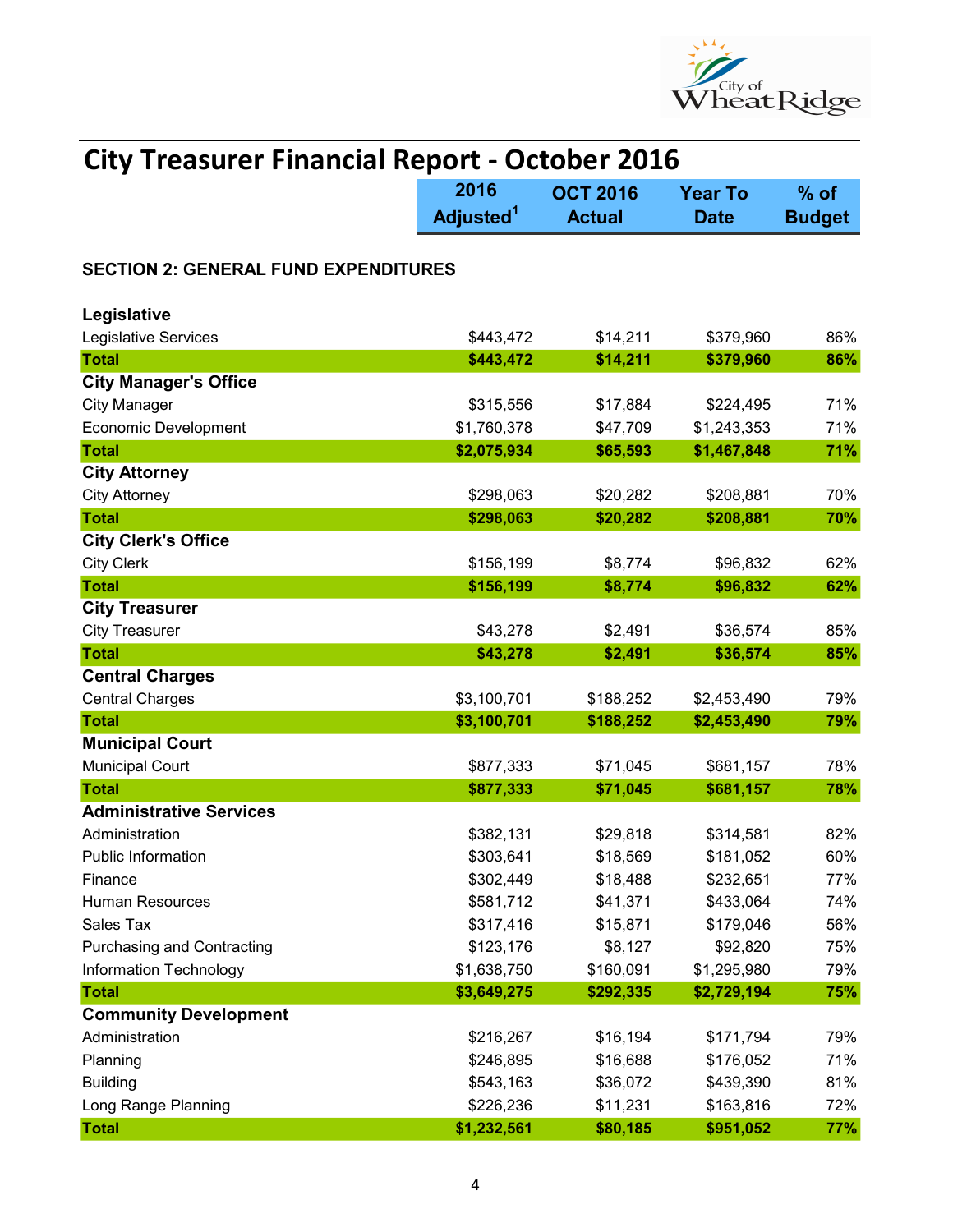# City Treasurer Financial Report - October 2016

| | 2016 Adjusted[1] | OCT 2016 Actual | Year To Date | % of Budget |
|---|---|---|---|---|
| **SECTION 2: GENERAL FUND EXPENDITURES** | | | | |
| **Legislative** | | | | |
| Legislative Services | $443,472 | $14,211 | $379,960 | 86% |
| **Total** | **$443,472** | **$14,211** | **$379,960** | **86%** |
| **City Manager's Office** | | | | |
| City Manager | $315,556 | $17,884 | $224,495 | 71% |
| Economic Development | $1,760,378 | $47,709 | $1,243,353 | 71% |
| **Total** | **$2,075,934** | **$65,593** | **$1,467,848** | **71%** |
| **City Attorney** | | | | |
| City Attorney | $298,063 | $20,282 | $208,881 | 70% |
| **Total** | **$298,063** | **$20,282** | **$208,881** | **70%** |
| **City Clerk's Office** | | | | |
| City Clerk | $156,199 | $8,774 | $96,832 | 62% |
| **Total** | **$156,199** | **$8,774** | **$96,832** | **62%** |
| **City Treasurer** | | | | |
| City Treasurer | $43,278 | $2,491 | $36,574 | 85% |
| **Total** | **$43,278** | **$2,491** | **$36,574** | **85%** |
| **Central Charges** | | | | |
| Central Charges | $3,100,701 | $188,252 | $2,453,490 | 79% |
| **Total** | **$3,100,701** | **$188,252** | **$2,453,490** | **79%** |
| **Municipal Court** | | | | |
| Municipal Court | $877,333 | $71,045 | $681,157 | 78% |
| **Total** | **$877,333** | **$71,045** | **$681,157** | **78%** |
| **Administrative Services** | | | | |
| Administration | $382,131 | $29,818 | $314,581 | 82% |
| Public Information | $303,641 | $18,569 | $181,052 | 60% |
| Finance | $302,449 | $18,488 | $232,651 | 77% |
| Human Resources | $581,712 | $41,371 | $433,064 | 74% |
| Sales Tax | $317,416 | $15,871 | $179,046 | 56% |
| Purchasing and Contracting | $123,176 | $8,127 | $92,820 | 75% |
| Information Technology | $1,638,750 | $160,091 | $1,295,980 | 79% |
| **Total** | **$3,649,275** | **$292,335** | **$2,729,194** | **75%** |
| **Community Development** | | | | |
| Administration | $216,267 | $16,194 | $171,794 | 79% |
| Planning | $246,895 | $16,688 | $176,052 | 71% |
| Building | $543,163 | $36,072 | $439,390 | 81% |
| Long Range Planning | $226,236 | $11,231 | $163,816 | 72% |
| **Total** | **$1,232,561** | **$80,185** | **$951,052** | **77%** |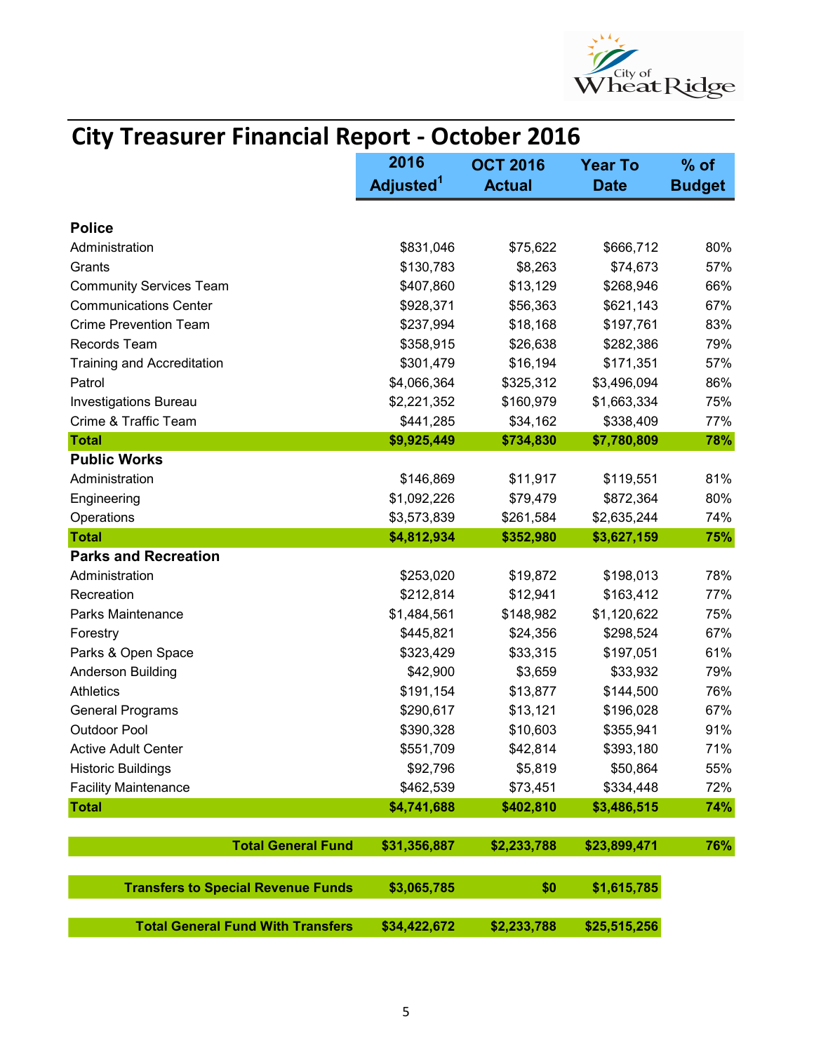# City Treasurer Financial Report - October 2016

| | 2016 Adjusted[1] | OCT 2016 Actual | Year To Date | % of Budget |
|---|---|---|---|---|
| **Police** | | | | |
| Administration | $831,046 | $75,622 | $666,712 | 80% |
| Grants | $130,783 | $8,263 | $74,673 | 57% |
| Community Services Team | $407,860 | $13,129 | $268,946 | 66% |
| Communications Center | $928,371 | $56,363 | $621,143 | 67% |
| Crime Prevention Team | $237,994 | $18,168 | $197,761 | 83% |
| Records Team | $358,915 | $26,638 | $282,386 | 79% |
| Training and Accreditation | $301,479 | $16,194 | $171,351 | 57% |
| Patrol | $4,066,364 | $325,312 | $3,496,094 | 86% |
| Investigations Bureau | $2,221,352 | $160,979 | $1,663,334 | 75% |
| Crime & Traffic Team | $441,285 | $34,162 | $338,409 | 77% |
| **Total** | **$9,925,449** | **$734,830** | **$7,780,809** | **78%** |
| **Public Works** | | | | |
| Administration | $146,869 | $11,917 | $119,551 | 81% |
| Engineering | $1,092,226 | $79,479 | $872,364 | 80% |
| Operations | $3,573,839 | $261,584 | $2,635,244 | 74% |
| **Total** | **$4,812,934** | **$352,980** | **$3,627,159** | **75%** |
| **Parks and Recreation** | | | | |
| Administration | $253,020 | $19,872 | $198,013 | 78% |
| Recreation | $212,814 | $12,941 | $163,412 | 77% |
| Parks Maintenance | $1,484,561 | $148,982 | $1,120,622 | 75% |
| Forestry | $445,821 | $24,356 | $298,524 | 67% |
| Parks & Open Space | $323,429 | $33,315 | $197,051 | 61% |
| Anderson Building | $42,900 | $3,659 | $33,932 | 79% |
| Athletics | $191,154 | $13,877 | $144,500 | 76% |
| General Programs | $290,617 | $13,121 | $196,028 | 67% |
| Outdoor Pool | $390,328 | $10,603 | $355,941 | 91% |
| Active Adult Center | $551,709 | $42,814 | $393,180 | 71% |
| Historic Buildings | $92,796 | $5,819 | $50,864 | 55% |
| Facility Maintenance | $462,539 | $73,451 | $334,448 | 72% |
| **Total** | **$4,741,688** | **$402,810** | **$3,486,515** | **74%** |
| **Total General Fund** | **$31,356,887** | **$2,233,788** | **$23,899,471** | **76%** |
| **Transfers to Special Revenue Funds** | **$3,065,785** | **$0** | **$1,615,785** | |
| **Total General Fund With Transfers** | **$34,422,672** | **$2,233,788** | **$25,515,256** | |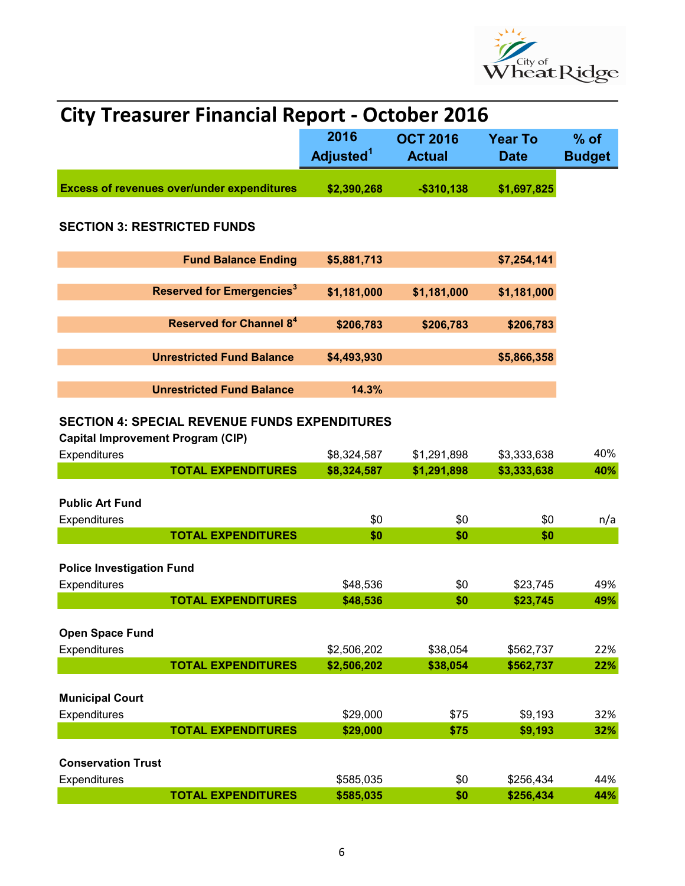# City Treasurer Financial Report - October 2016

| | 2016 Adjusted[1] | OCT 2016 Actual | Year To Date | % of Budget |
|---|---|---|---|---|
| **Excess of revenues over/under expenditures** | **$2,390,268** | **-$310,138** | **$1,697,825** | |

## SECTION 3: RESTRICTED FUNDS

| | 2016 Adjusted[1] | OCT 2016 Actual | Year To Date | % of Budget |
|---|---|---|---|---|
| **Fund Balance Ending** | **$5,881,713** | | **$7,254,141** | |
| **Reserved for Emergencies[3]** | **$1,181,000** | **$1,181,000** | **$1,181,000** | |
| **Reserved for Channel 8[4]** | **$206,783** | **$206,783** | **$206,783** | |
| **Unrestricted Fund Balance** | **$4,493,930** | | **$5,866,358** | |
| **Unrestricted Fund Balance** | **14.3%** | | | |

## SECTION 4: SPECIAL REVENUE FUNDS EXPENDITURES

| | 2016 Adjusted[1] | OCT 2016 Actual | Year To Date | % of Budget |
|---|---|---|---|---|
| **Capital Improvement Program (CIP)** | | | | |
| Expenditures | $8,324,587 | $1,291,898 | $3,333,638 | 40% |
| **TOTAL EXPENDITURES** | **$8,324,587** | **$1,291,898** | **$3,333,638** | **40%** |
| **Public Art Fund** | | | | |
| Expenditures | $0 | $0 | $0 | n/a |
| **TOTAL EXPENDITURES** | **$0** | **$0** | **$0** | |
| **Police Investigation Fund** | | | | |
| Expenditures | $48,536 | $0 | $23,745 | 49% |
| **TOTAL EXPENDITURES** | **$48,536** | **$0** | **$23,745** | **49%** |
| **Open Space Fund** | | | | |
| Expenditures | $2,506,202 | $38,054 | $562,737 | 22% |
| **TOTAL EXPENDITURES** | **$2,506,202** | **$38,054** | **$562,737** | **22%** |
| **Municipal Court** | | | | |
| Expenditures | $29,000 | $75 | $9,193 | 32% |
| **TOTAL EXPENDITURES** | **$29,000** | **$75** | **$9,193** | **32%** |
| **Conservation Trust** | | | | |
| Expenditures | $585,035 | $0 | $256,434 | 44% |
| **TOTAL EXPENDITURES** | **$585,035** | **$0** | **$256,434** | **44%** |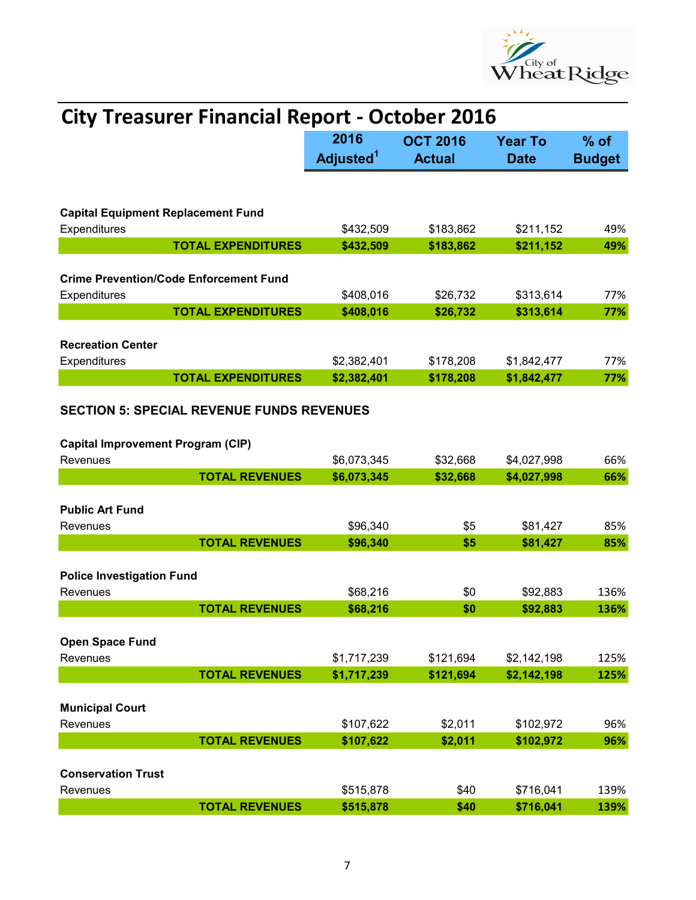# City Treasurer Financial Report - October 2016

| | 2016 Adjusted[1] | OCT 2016 Actual | Year To Date | % of Budget |
|---|---|---|---|---|
| **Capital Equipment Replacement Fund** | | | | |
| Expenditures | $432,509 | $183,862 | $211,152 | 49% |
| **TOTAL EXPENDITURES** | **$432,509** | **$183,862** | **$211,152** | **49%** |
| **Crime Prevention/Code Enforcement Fund** | | | | |
| Expenditures | $408,016 | $26,732 | $313,614 | 77% |
| **TOTAL EXPENDITURES** | **$408,016** | **$26,732** | **$313,614** | **77%** |
| **Recreation Center** | | | | |
| Expenditures | $2,382,401 | $178,208 | $1,842,477 | 77% |
| **TOTAL EXPENDITURES** | **$2,382,401** | **$178,208** | **$1,842,477** | **77%** |

## SECTION 5: SPECIAL REVENUE FUNDS REVENUES

| | 2016 Adjusted[1] | OCT 2016 Actual | Year To Date | % of Budget |
|---|---|---|---|---|
| **Capital Improvement Program (CIP)** | | | | |
| Revenues | $6,073,345 | $32,668 | $4,027,998 | 66% |
| **TOTAL REVENUES** | **$6,073,345** | **$32,668** | **$4,027,998** | **66%** |
| **Public Art Fund** | | | | |
| Revenues | $96,340 | $5 | $81,427 | 85% |
| **TOTAL REVENUES** | **$96,340** | **$5** | **$81,427** | **85%** |
| **Police Investigation Fund** | | | | |
| Revenues | $68,216 | $0 | $92,883 | 136% |
| **TOTAL REVENUES** | **$68,216** | **$0** | **$92,883** | **136%** |
| **Open Space Fund** | | | | |
| Revenues | $1,717,239 | $121,694 | $2,142,198 | 125% |
| **TOTAL REVENUES** | **$1,717,239** | **$121,694** | **$2,142,198** | **125%** |
| **Municipal Court** | | | | |
| Revenues | $107,622 | $2,011 | $102,972 | 96% |
| **TOTAL REVENUES** | **$107,622** | **$2,011** | **$102,972** | **96%** |
| **Conservation Trust** | | | | |
| Revenues | $515,878 | $40 | $716,041 | 139% |
| **TOTAL REVENUES** | **$515,878** | **$40** | **$716,041** | **139%** |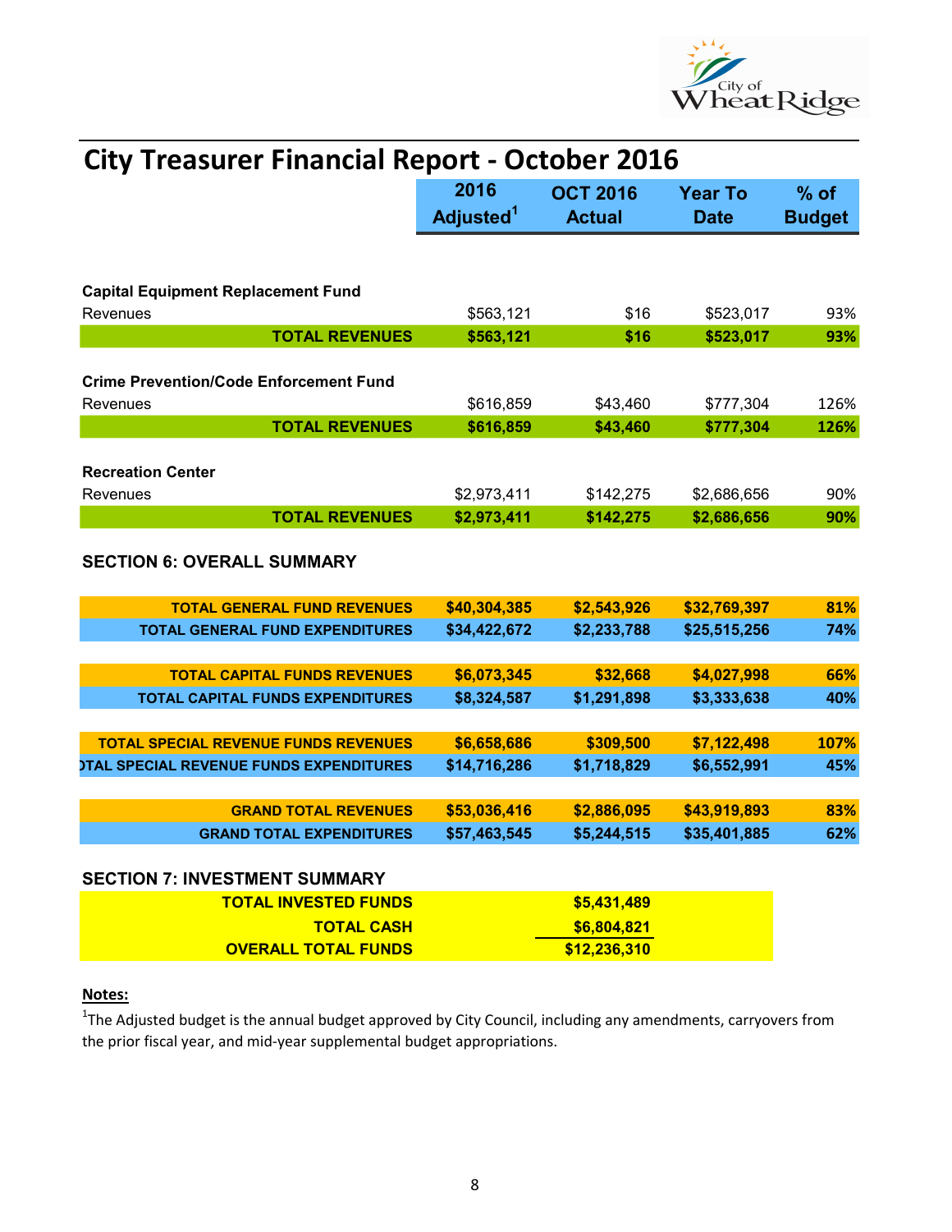# City Treasurer Financial Report - October 2016

| | 2016 Adjusted[1] | OCT 2016 Actual | Year To Date | % of Budget |
|---|---|---|---|---|
| **Capital Equipment Replacement Fund** | | | | |
| Revenues | $563,121 | $16 | $523,017 | 93% |
| **TOTAL REVENUES** | **$563,121** | **$16** | **$523,017** | **93%** |
| **Crime Prevention/Code Enforcement Fund** | | | | |
| Revenues | $616,859 | $43,460 | $777,304 | 126% |
| **TOTAL REVENUES** | **$616,859** | **$43,460** | **$777,304** | **126%** |
| **Recreation Center** | | | | |
| Revenues | $2,973,411 | $142,275 | $2,686,656 | 90% |
| **TOTAL REVENUES** | **$2,973,411** | **$142,275** | **$2,686,656** | **90%** |

## SECTION 6: OVERALL SUMMARY

| | 2016 Adjusted[1] | OCT 2016 Actual | Year To Date | % of Budget |
|---|---|---|---|---|
| **TOTAL GENERAL FUND REVENUES** | **$40,304,385** | **$2,543,926** | **$32,769,397** | **81%** |
| **TOTAL GENERAL FUND EXPENDITURES** | **$34,422,672** | **$2,233,788** | **$25,515,256** | **74%** |
| **TOTAL CAPITAL FUNDS REVENUES** | **$6,073,345** | **$32,668** | **$4,027,998** | **66%** |
| **TOTAL CAPITAL FUNDS EXPENDITURES** | **$8,324,587** | **$1,291,898** | **$3,333,638** | **40%** |
| **TOTAL SPECIAL REVENUE FUNDS REVENUES** | **$6,658,686** | **$309,500** | **$7,122,498** | **107%** |
| **TOTAL SPECIAL REVENUE FUNDS EXPENDITURES** | **$14,716,286** | **$1,718,829** | **$6,552,991** | **45%** |
| **GRAND TOTAL REVENUES** | **$53,036,416** | **$2,886,095** | **$43,919,893** | **83%** |
| **GRAND TOTAL EXPENDITURES** | **$57,463,545** | **$5,244,515** | **$35,401,885** | **62%** |

## SECTION 7: INVESTMENT SUMMARY

| | |
|---|---|
| **TOTAL INVESTED FUNDS** | **$5,431,489** |
| **TOTAL CASH** | **$6,804,821** |
| **OVERALL TOTAL FUNDS** | **$12,236,310** |

**Notes:**

[1]The Adjusted budget is the annual budget approved by City Council, including any amendments, carryovers from the prior fiscal year, and mid-year supplemental budget appropriations.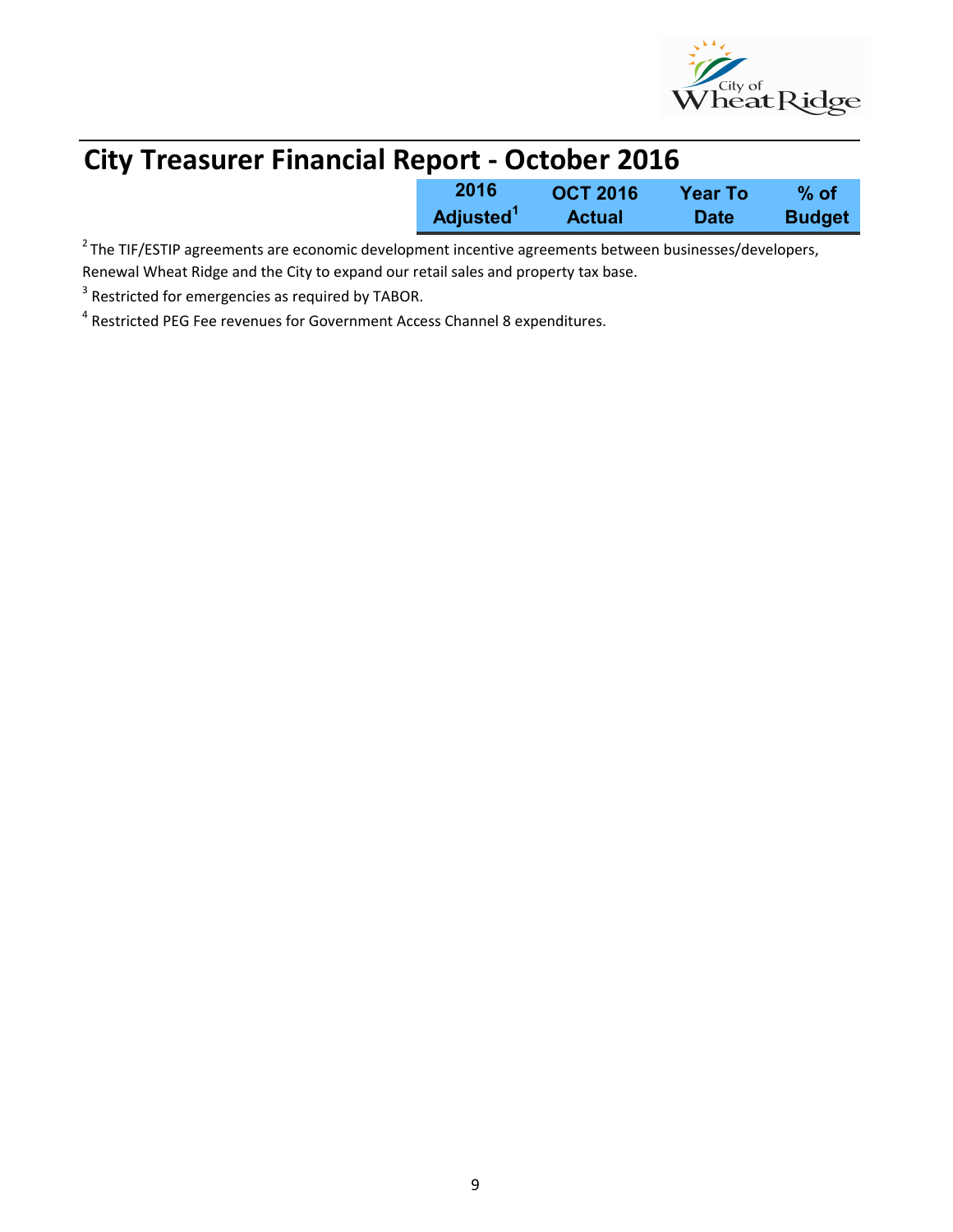# City Treasurer Financial Report - October 2016

| | 2016 Adjusted[1] | OCT 2016 Actual | Year To Date | % of Budget |
|---|---|---|---|---|

[2] The TIF/ESTIP agreements are economic development incentive agreements between businesses/developers, Renewal Wheat Ridge and the City to expand our retail sales and property tax base.

[3] Restricted for emergencies as required by TABOR.

[4] Restricted PEG Fee revenues for Government Access Channel 8 expenditures.